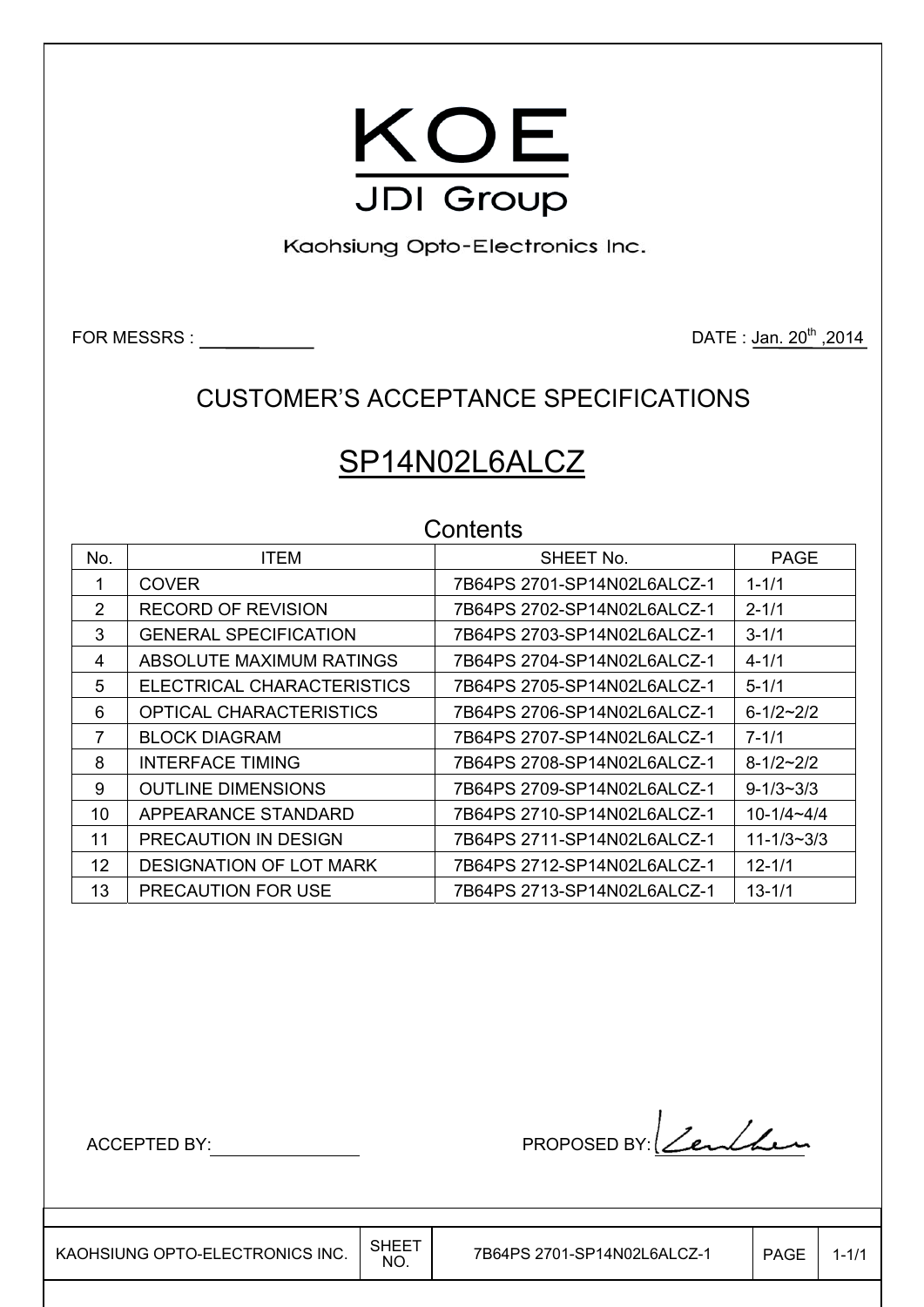# KOE

## JDI Group

Kaohsiung Opto-Electronics Inc.

FOR MESSRS : \_\_\_\_\_\_\_\_\_\_\_\_

DATE : Jan. 20th ,2014

## CUSTOMER'S ACCEPTANCE SPECIFICATIONS

## SP14N02L6ALCZ

### Contents

| No. | ITEM | SHEET No. | PAGE |
|---|---|---|---|
| 1 | COVER | 7B64PS 2701-SP14N02L6ALCZ-1 | 1-1/1 |
| 2 | RECORD OF REVISION | 7B64PS 2702-SP14N02L6ALCZ-1 | 2-1/1 |
| 3 | GENERAL SPECIFICATION | 7B64PS 2703-SP14N02L6ALCZ-1 | 3-1/1 |
| 4 | ABSOLUTE MAXIMUM RATINGS | 7B64PS 2704-SP14N02L6ALCZ-1 | 4-1/1 |
| 5 | ELECTRICAL CHARACTERISTICS | 7B64PS 2705-SP14N02L6ALCZ-1 | 5-1/1 |
| 6 | OPTICAL CHARACTERISTICS | 7B64PS 2706-SP14N02L6ALCZ-1 | 6-1/2~2/2 |
| 7 | BLOCK DIAGRAM | 7B64PS 2707-SP14N02L6ALCZ-1 | 7-1/1 |
| 8 | INTERFACE TIMING | 7B64PS 2708-SP14N02L6ALCZ-1 | 8-1/2~2/2 |
| 9 | OUTLINE DIMENSIONS | 7B64PS 2709-SP14N02L6ALCZ-1 | 9-1/3~3/3 |
| 10 | APPEARANCE STANDARD | 7B64PS 2710-SP14N02L6ALCZ-1 | 10-1/4~4/4 |
| 11 | PRECAUTION IN DESIGN | 7B64PS 2711-SP14N02L6ALCZ-1 | 11-1/3~3/3 |
| 12 | DESIGNATION OF LOT MARK | 7B64PS 2712-SP14N02L6ALCZ-1 | 12-1/1 |
| 13 | PRECAUTION FOR USE | 7B64PS 2713-SP14N02L6ALCZ-1 | 13-1/1 |

ACCEPTED BY: \_\_\_\_\_\_\_\_\_\_\_\_

PROPOSED BY: \_\_\_\_\_\_\_\_\_\_\_\_

| KAOHSIUNG OPTO-ELECTRONICS INC. | SHEET NO. | 7B64PS 2701-SP14N02L6ALCZ-1 | PAGE | 1-1/1 |
|---|---|---|---|---|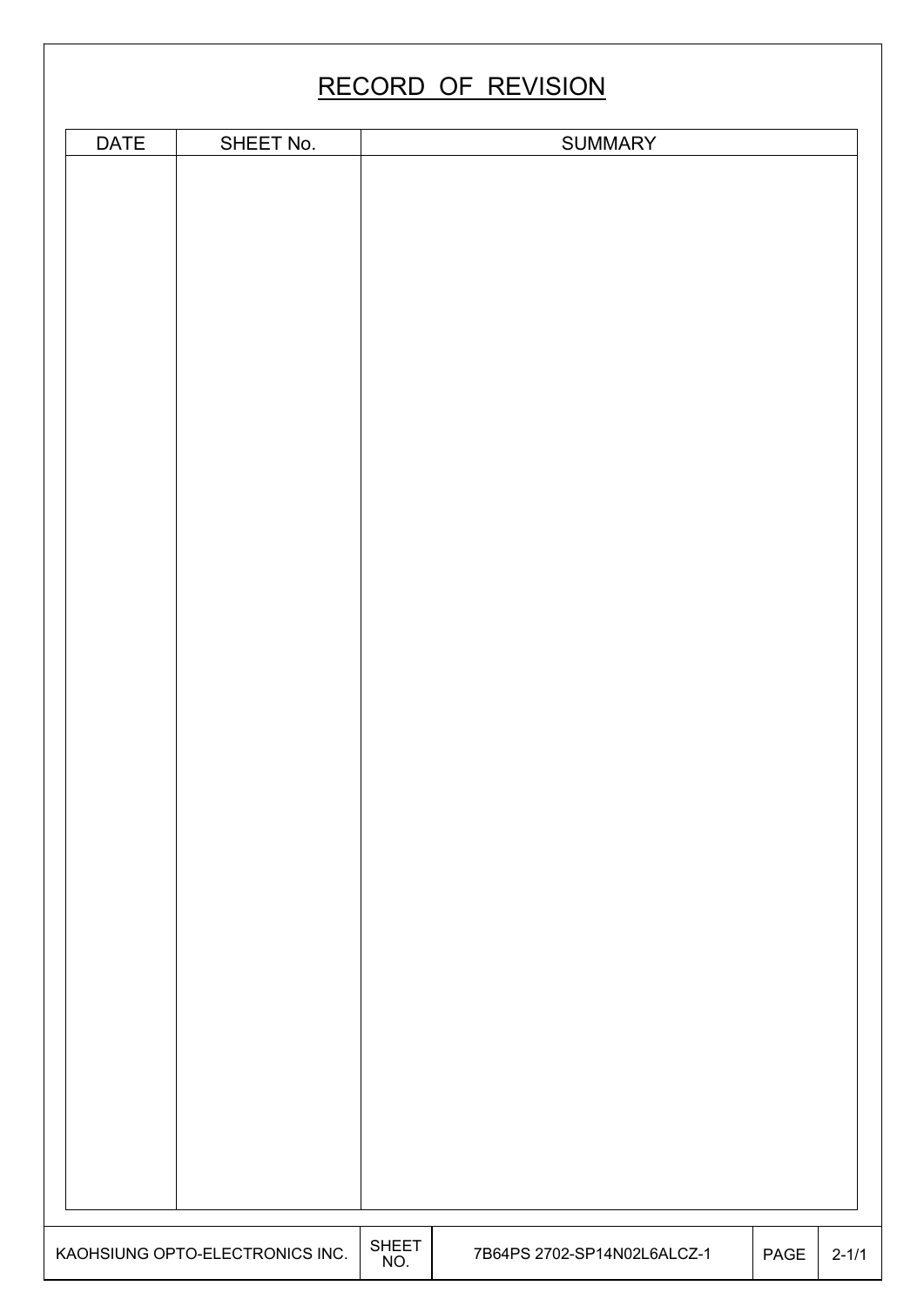# RECORD OF REVISION

| DATE | SHEET No. | SUMMARY |
| --- | --- | --- |
| | | |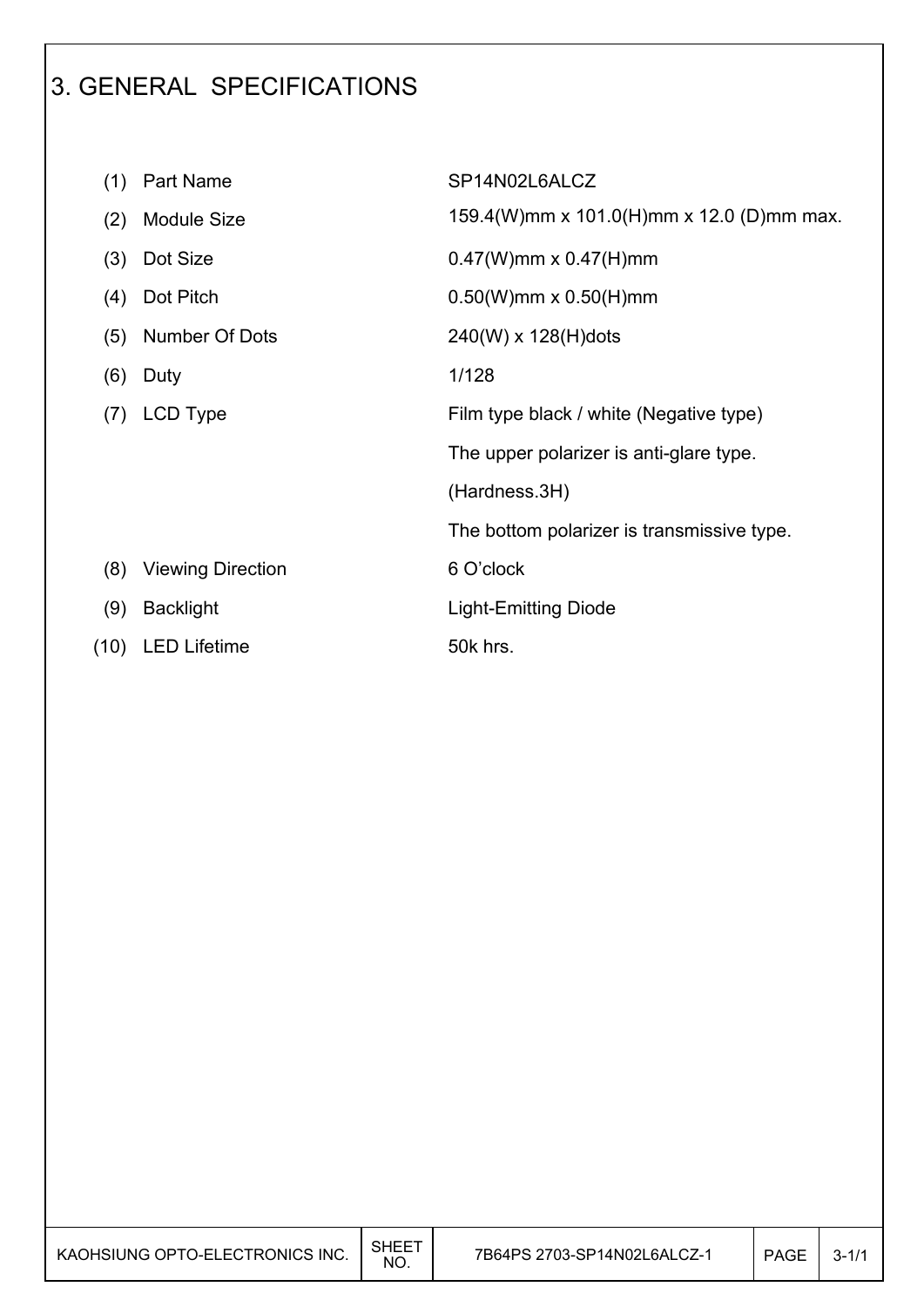# 3. GENERAL SPECIFICATIONS

| | | |
|---|---|---|
| (1) | Part Name | SP14N02L6ALCZ |
| (2) | Module Size | 159.4(W)mm x 101.0(H)mm x 12.0 (D)mm max. |
| (3) | Dot Size | 0.47(W)mm x 0.47(H)mm |
| (4) | Dot Pitch | 0.50(W)mm x 0.50(H)mm |
| (5) | Number Of Dots | 240(W) x 128(H)dots |
| (6) | Duty | 1/128 |
| (7) | LCD Type | Film type black / white (Negative type)<br>The upper polarizer is anti-glare type.<br>(Hardness.3H)<br>The bottom polarizer is transmissive type. |
| (8) | Viewing Direction | 6 O'clock |
| (9) | Backlight | Light-Emitting Diode |
| (10) | LED Lifetime | 50k hrs. |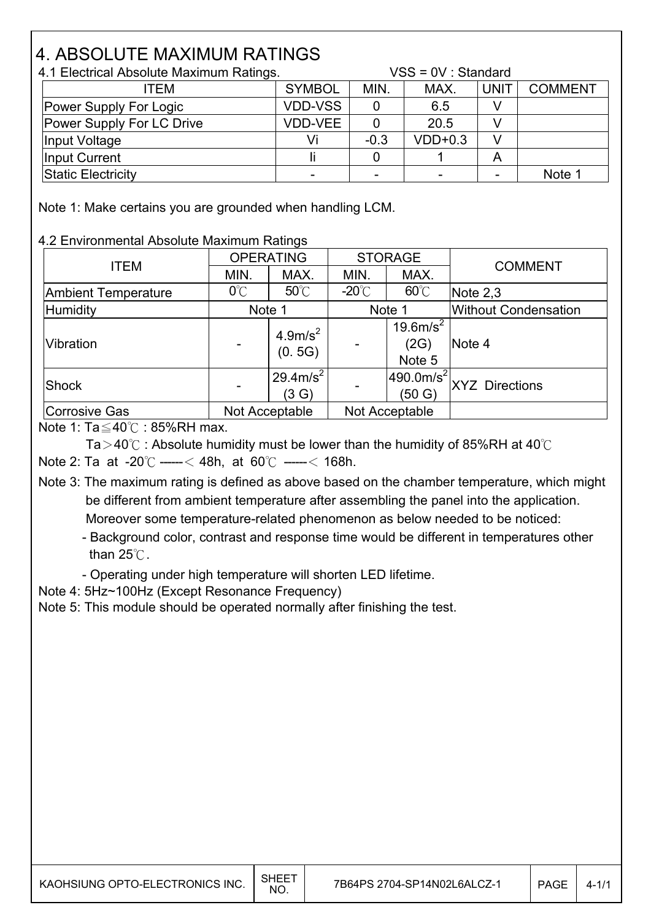# 4. ABSOLUTE MAXIMUM RATINGS

4.1 Electrical Absolute Maximum Ratings. VSS = 0V : Standard

| ITEM | SYMBOL | MIN. | MAX. | UNIT | COMMENT |
|---|---|---|---|---|---|
| Power Supply For Logic | VDD-VSS | 0 | 6.5 | V | |
| Power Supply For LC Drive | VDD-VEE | 0 | 20.5 | V | |
| Input Voltage | Vi | -0.3 | VDD+0.3 | V | |
| Input Current | Ii | 0 | 1 | A | |
| Static Electricity | - | - | - | - | Note 1 |

Note 1: Make certains you are grounded when handling LCM.

4.2 Environmental Absolute Maximum Ratings

| ITEM | OPERATING | | STORAGE | | COMMENT |
|---|---|---|---|---|---|
| | MIN. | MAX. | MIN. | MAX. | |
| Ambient Temperature | 0℃ | 50℃ | -20℃ | 60℃ | Note 2,3 |
| Humidity | Note 1 | | Note 1 | | Without Condensation |
| Vibration | - | $4.9m/s^2$ (0. 5G) | - | $19.6m/s^2$ (2G) Note 5 | Note 4 |
| Shock | - | $29.4m/s^2$ (3 G) | - | $490.0m/s^2$ (50 G) | XYZ Directions |
| Corrosive Gas | Not Acceptable | | Not Acceptable | | |

Note 1: Ta≦40℃ : 85%RH max.

Ta＞40℃ : Absolute humidity must be lower than the humidity of 85%RH at 40℃

Note 2: Ta at -20℃ ------＜ 48h, at 60℃ ------＜ 168h.

Note 3: The maximum rating is defined as above based on the chamber temperature, which might be different from ambient temperature after assembling the panel into the application. Moreover some temperature-related phenomenon as below needed to be noticed:

- Background color, contrast and response time would be different in temperatures other than 25℃.
- Operating under high temperature will shorten LED lifetime.

Note 4: 5Hz~100Hz (Except Resonance Frequency)

Note 5: This module should be operated normally after finishing the test.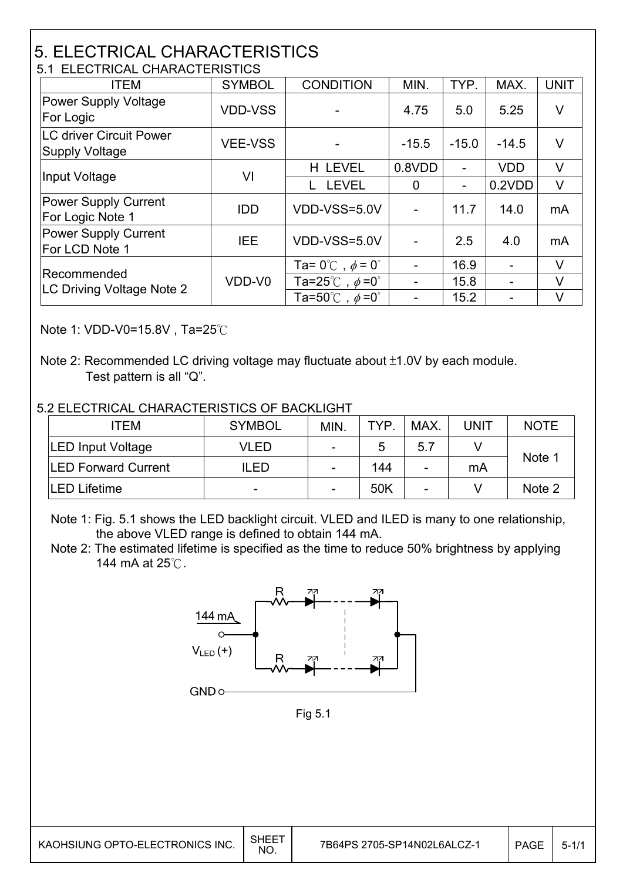# 5. ELECTRICAL CHARACTERISTICS

## 5.1 ELECTRICAL CHARACTERISTICS

| ITEM | SYMBOL | CONDITION | MIN. | TYP. | MAX. | UNIT |
|---|---|---|---|---|---|---|
| Power Supply Voltage For Logic | VDD-VSS | - | 4.75 | 5.0 | 5.25 | V |
| LC driver Circuit Power Supply Voltage | VEE-VSS | - | -15.5 | -15.0 | -14.5 | V |
| Input Voltage | VI | H LEVEL | 0.8VDD | - | VDD | V |
| | | L LEVEL | 0 | - | 0.2VDD | V |
| Power Supply Current For Logic Note 1 | IDD | VDD-VSS=5.0V | - | 11.7 | 14.0 | mA |
| Power Supply Current For LCD Note 1 | IEE | VDD-VSS=5.0V | - | 2.5 | 4.0 | mA |
| Recommended LC Driving Voltage Note 2 | VDD-V0 | Ta= 0℃ , $\phi$ = 0° | - | 16.9 | - | V |
| | | Ta=25℃ , $\phi$ =0° | - | 15.8 | - | V |
| | | Ta=50℃ , $\phi$ =0° | - | 15.2 | - | V |

Note 1: VDD-V0=15.8V , Ta=25℃

Note 2: Recommended LC driving voltage may fluctuate about ±1.0V by each module. Test pattern is all "Q".

## 5.2 ELECTRICAL CHARACTERISTICS OF BACKLIGHT

| ITEM | SYMBOL | MIN. | TYP. | MAX. | UNIT | NOTE |
|---|---|---|---|---|---|---|
| LED Input Voltage | VLED | - | 5 | 5.7 | V | Note 1 |
| LED Forward Current | ILED | - | 144 | - | mA | |
| LED Lifetime | - | - | 50K | - | V | Note 2 |

Note 1: Fig. 5.1 shows the LED backlight circuit. VLED and ILED is many to one relationship, the above VLED range is defined to obtain 144 mA.

Note 2: The estimated lifetime is specified as the time to reduce 50% brightness by applying 144 mA at 25℃.

144 mA

$V_{LED}$ (+)

R

R

GND

Fig 5.1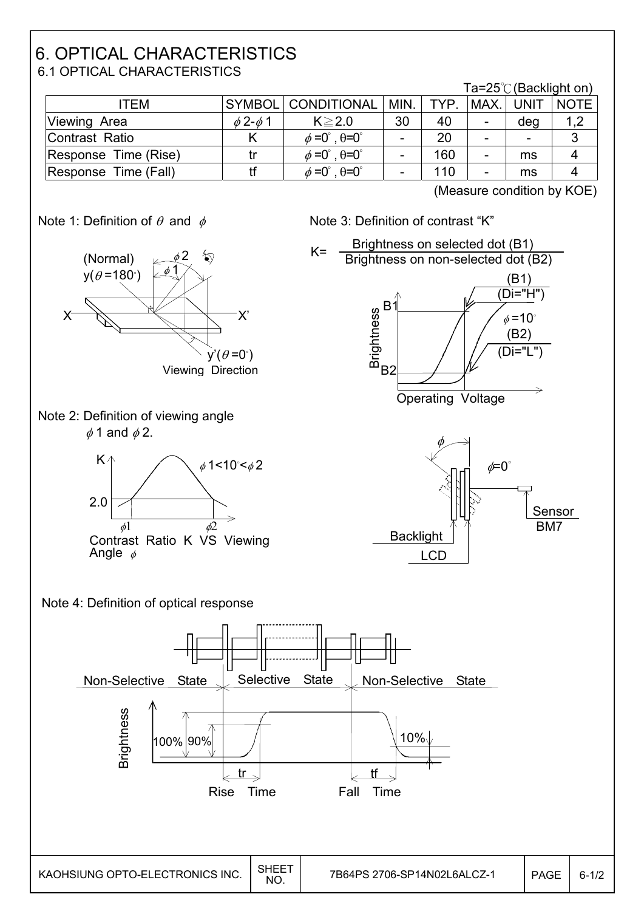# 6. OPTICAL CHARACTERISTICS

## 6.1 OPTICAL CHARACTERISTICS

Ta=25℃(Backlight on)

| ITEM | SYMBOL | CONDITIONAL | MIN. | TYP. | MAX. | UNIT | NOTE |
|---|---|---|---|---|---|---|---|
| Viewing Area | $\phi 2-\phi 1$ | $K \geqq 2.0$ | 30 | 40 | - | deg | 1,2 |
| Contrast Ratio | K | $\phi=0^{\circ}, \theta=0^{\circ}$ | - | 20 | - | - | 3 |
| Response Time (Rise) | tr | $\phi=0^{\circ}, \theta=0^{\circ}$ | - | 160 | - | ms | 4 |
| Response Time (Fall) | tf | $\phi=0^{\circ}, \theta=0^{\circ}$ | - | 110 | - | ms | 4 |

(Measure condition by KOE)

Note 1: Definition of $\theta$ and $\phi$

(Normal)
y($\theta$=180°)
$\phi$2
$\phi$1
X
X'
y'($\theta$=0°)
Viewing Direction

Note 2: Definition of viewing angle $\phi$1 and $\phi$2.

K
2.0
$\phi 1<10^{\circ}<\phi 2$
$\phi$1
$\phi$2
Contrast Ratio K VS Viewing Angle $\phi$

Note 3: Definition of contrast "K"

$$K = \frac{\text{Brightness on selected dot (B1)}}{\text{Brightness on non-selected dot (B2)}}$$

Brightness
B1
B2
(B1)
(Di="H")
$\phi$=10°
(B2)
(Di="L")
Operating Voltage

$\phi$
$\phi$=0°
Sensor
BM7
Backlight
LCD

Note 4: Definition of optical response

Non-Selective State
Selective State
Non-Selective State
Brightness
100%
90%
10%
tr
tf
Rise Time
Fall Time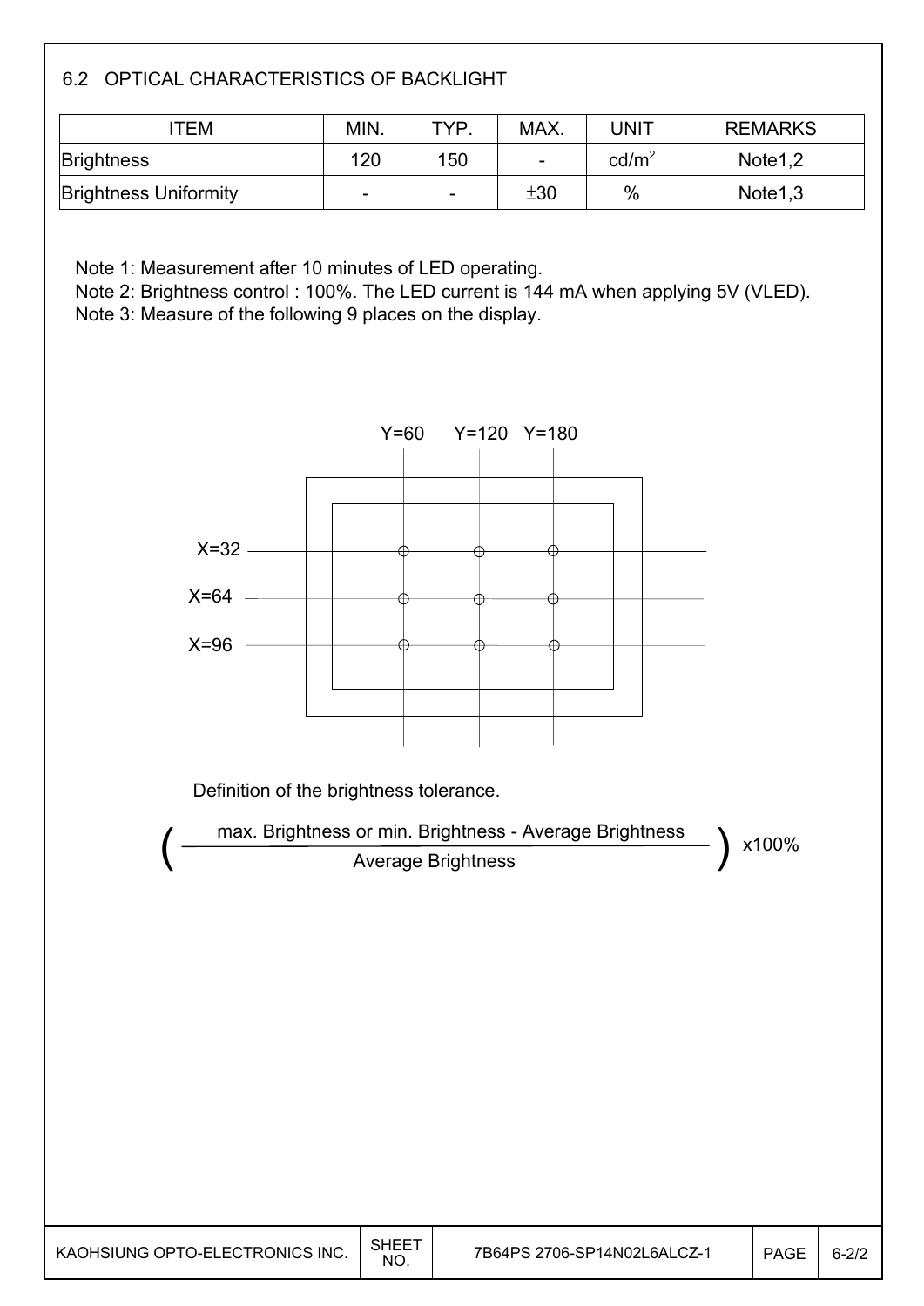## 6.2 OPTICAL CHARACTERISTICS OF BACKLIGHT

| ITEM | MIN. | TYP. | MAX. | UNIT | REMARKS |
|---|---|---|---|---|---|
| Brightness | 120 | 150 | - | $cd/m^2$ | Note1,2 |
| Brightness Uniformity | - | - | ±30 | % | Note1,3 |

Note 1: Measurement after 10 minutes of LED operating.
Note 2: Brightness control : 100%. The LED current is 144 mA when applying 5V (VLED).
Note 3: Measure of the following 9 places on the display.

Y=60 Y=120 Y=180

X=32

X=64

X=96

Definition of the brightness tolerance.

$$\left( \frac{\text{max. Brightness or min. Brightness - Average Brightness}}{\text{Average Brightness}} \right) \times 100\%$$

| KAOHSIUNG OPTO-ELECTRONICS INC. | SHEET NO. | 7B64PS 2706-SP14N02L6ALCZ-1 | PAGE | 6-2/2 |
|---|---|---|---|---|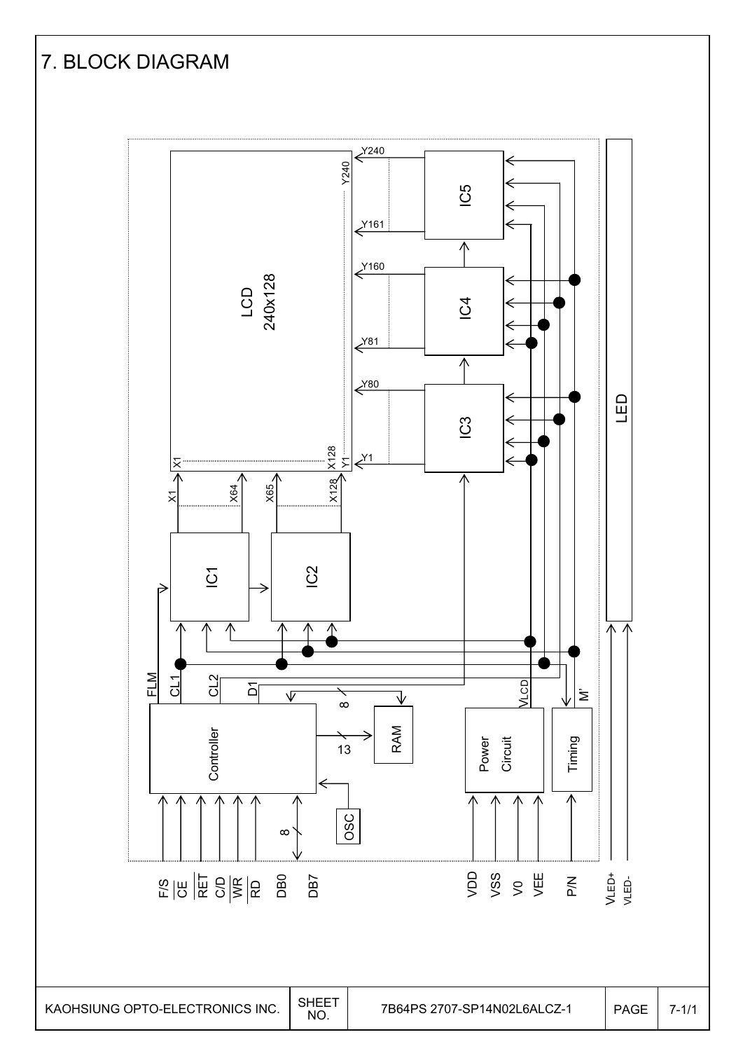# 7. BLOCK DIAGRAM

LCD
240x128

X1
X128
Y1
Y240

Y240
Y161
Y160
Y81
Y80
Y1

IC5
IC4
IC3

X1
X64
X65
X128

IC1
IC2

LED

FLM
CL1
CL2
D1
8
VLCD
M'

Controller
13
RAM
Power Circuit
Timing
OSC
8

F/S
CE
RET
C/D
WR
RD
DB0
DB7
VDD
VSS
V0
VEE
P/N
$V_{LED+}$
$V_{LED-}$

| KAOHSIUNG OPTO-ELECTRONICS INC. | SHEET NO. | 7B64PS 2707-SP14N02L6ALCZ-1 | PAGE | 7-1/1 |
|---|---|---|---|---|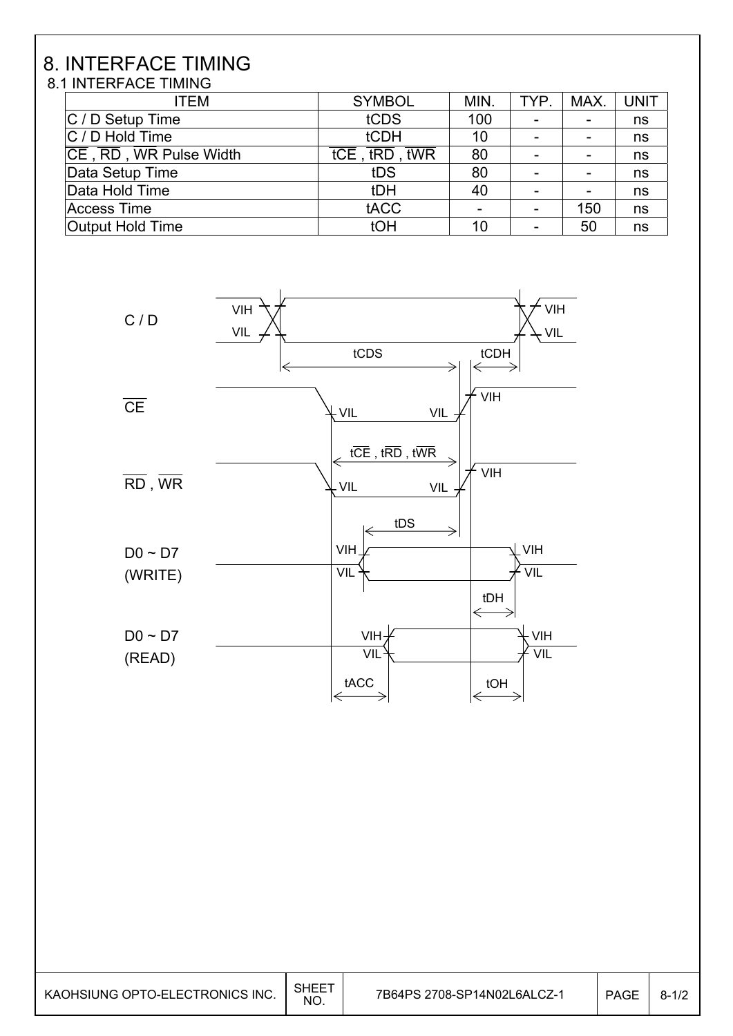# 8. INTERFACE TIMING

## 8.1 INTERFACE TIMING

| ITEM | SYMBOL | MIN. | TYP. | MAX. | UNIT |
|---|---|---|---|---|---|
| C / D Setup Time | tCDS | 100 | - | - | ns |
| C / D Hold Time | tCDH | 10 | - | - | ns |
| $\overline{CE}$ , $\overline{RD}$ , $\overline{WR}$ Pulse Width | t$\overline{CE}$ , t$\overline{RD}$ , t$\overline{WR}$ | 80 | - | - | ns |
| Data Setup Time | tDS | 80 | - | - | ns |
| Data Hold Time | tDH | 40 | - | - | ns |
| Access Time | tACC | - | - | 150 | ns |
| Output Hold Time | tOH | 10 | - | 50 | ns |

C / D

VIH VIL VIH VIL

tCDS tCDH

$\overline{CE}$

VIL VIL VIH

t$\overline{CE}$ , t$\overline{RD}$ , t$\overline{WR}$

$\overline{RD}$ , $\overline{WR}$

VIL VIL VIH

tDS

D0 ~ D7 (WRITE)

VIH VIL VIH VIL

tDH

D0 ~ D7 (READ)

VIH VIL VIH VIL

tACC tOH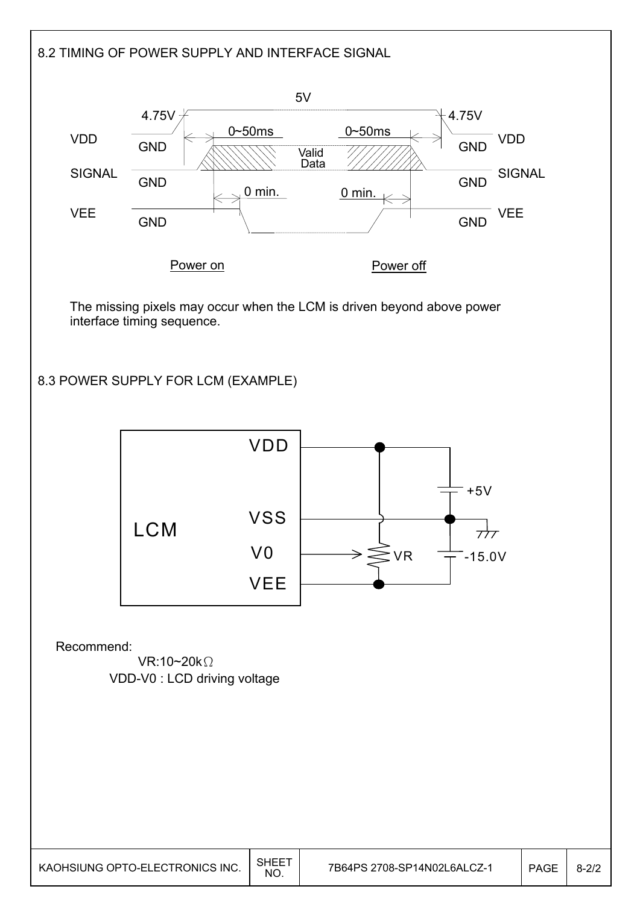## 8.2 TIMING OF POWER SUPPLY AND INTERFACE SIGNAL

5V

4.75V

4.75V

VDD

GND

0~50ms

0~50ms

GND

VDD

Valid Data

SIGNAL

GND

GND

SIGNAL

0 min.

0 min.

VEE

GND

GND

VEE

Power on

Power off

The missing pixels may occur when the LCM is driven beyond above power interface timing sequence.

## 8.3 POWER SUPPLY FOR LCM (EXAMPLE)

LCM

VDD

VSS

V0

VEE

VR

+5V

-15.0V

Recommend:

VR:10~20kΩ

VDD-V0 : LCD driving voltage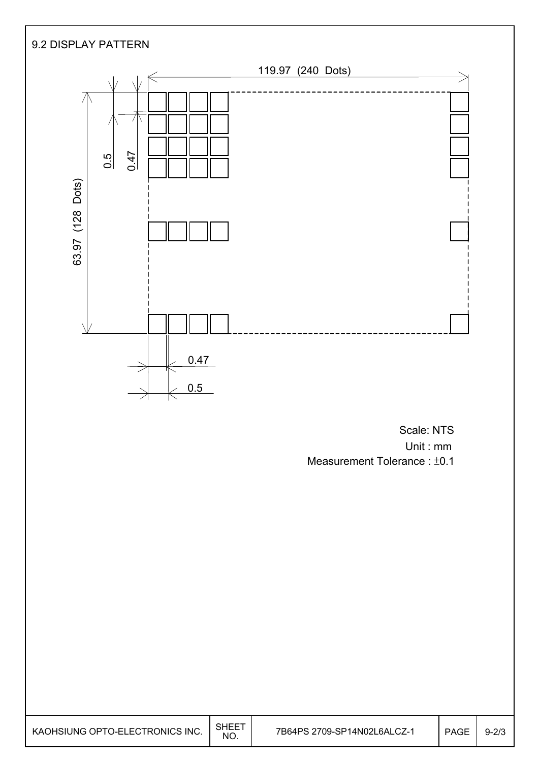## 9.2 DISPLAY PATTERN

119.97 (240 Dots)

63.97 (128 Dots)

0.5

0.47

0.47

0.5

Scale: NTS

Unit : mm

Measurement Tolerance : ±0.1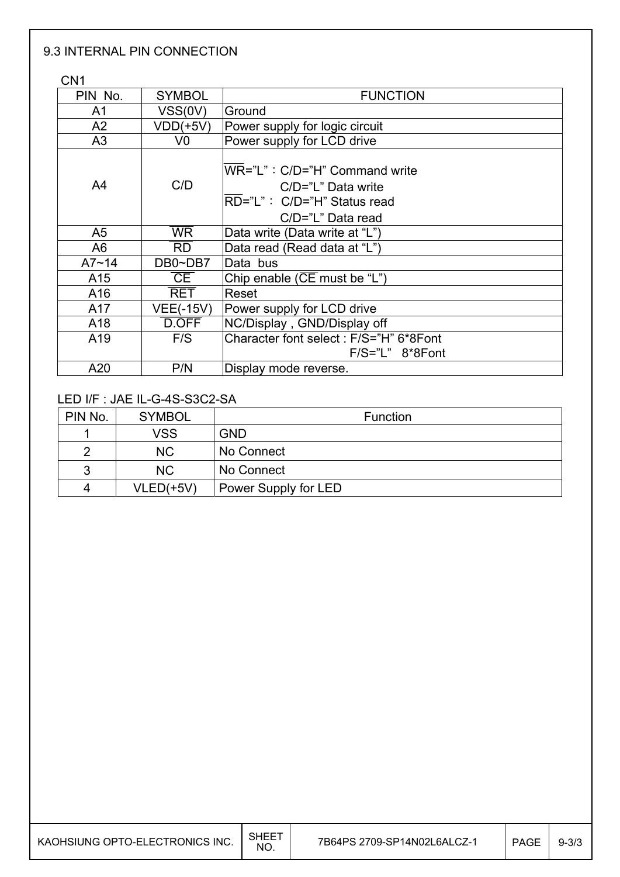### 9.3 INTERNAL PIN CONNECTION

CN1

| PIN No. | SYMBOL | FUNCTION |
|---|---|---|
| A1 | VSS(0V) | Ground |
| A2 | VDD(+5V) | Power supply for logic circuit |
| A3 | V0 | Power supply for LCD drive |
| A4 | C/D | $\overline{WR}$="L"：C/D="H" Command write<br>C/D="L" Data write<br>$\overline{RD}$="L"： C/D="H" Status read<br>C/D="L" Data read |
| A5 | $\overline{WR}$ | Data write (Data write at "L") |
| A6 | $\overline{RD}$ | Data read (Read data at "L") |
| A7~14 | DB0~DB7 | Data bus |
| A15 | $\overline{CE}$ | Chip enable ($\overline{CE}$ must be "L") |
| A16 | $\overline{RET}$ | Reset |
| A17 | VEE(-15V) | Power supply for LCD drive |
| A18 | $\overline{D.OFF}$ | NC/Display , GND/Display off |
| A19 | F/S | Character font select : F/S="H" 6*8Font<br>F/S="L" 8*8Font |
| A20 | P/N | Display mode reverse. |

LED I/F : JAE IL-G-4S-S3C2-SA

| PIN No. | SYMBOL | Function |
|---|---|---|
| 1 | VSS | GND |
| 2 | NC | No Connect |
| 3 | NC | No Connect |
| 4 | VLED(+5V) | Power Supply for LED |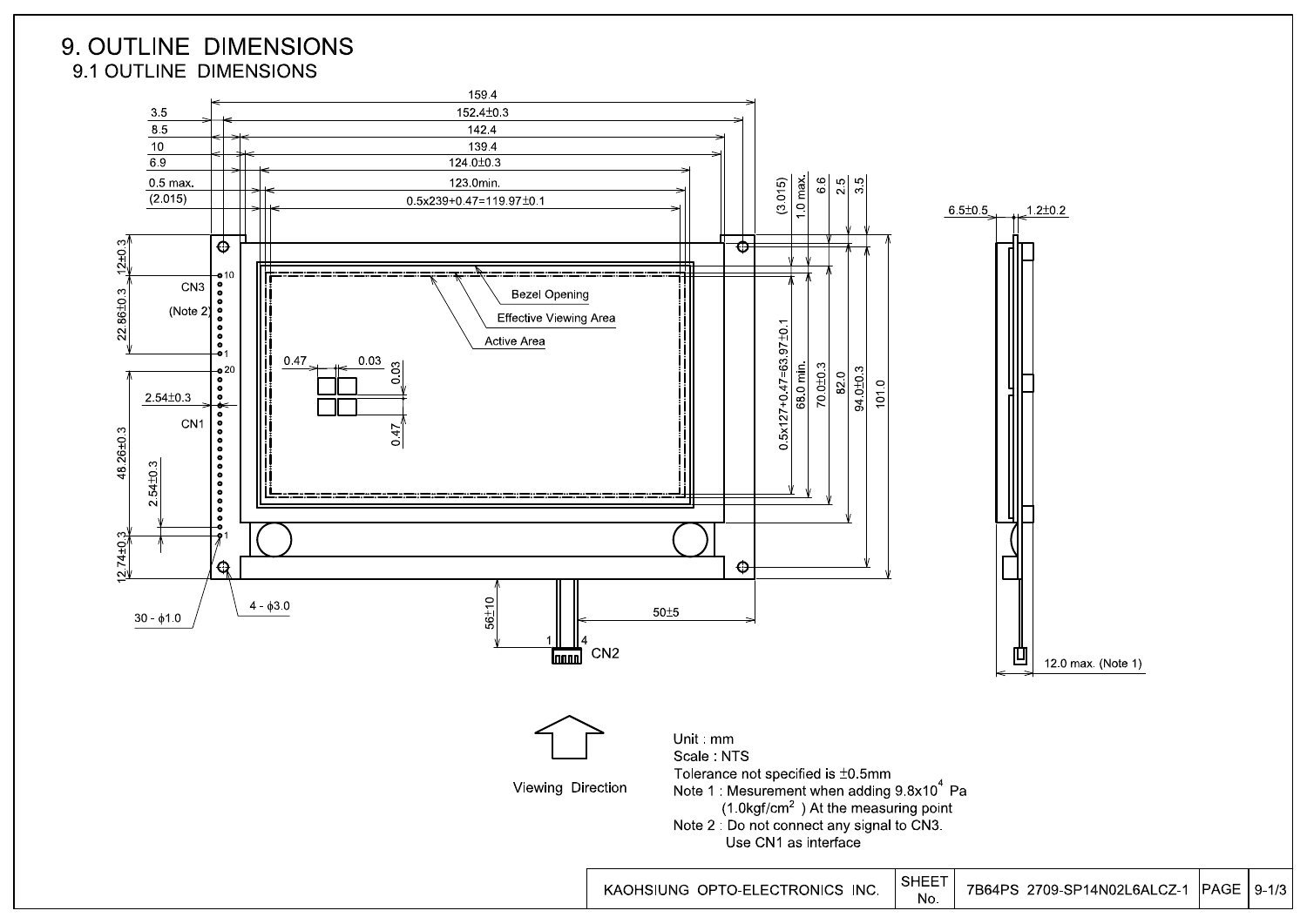# 9. OUTLINE DIMENSIONS

## 9.1 OUTLINE DIMENSIONS

159.4
3.5
152.4±0.3
8.5
142.4
10
139.4
6.9
124.0±0.3
0.5 max.
123.0min.
(2.015)
0.5x239+0.47=119.97±0.1

(3.015)
1.0 max.
6.6
2.5
3.5

12±0.3
22.86±0.3
48.26±0.3
2.54±0.3
2.54±0.3
12.74±0.3

CN3
(Note 2)
CN1
10
1
20
1

Bezel Opening
Effective Viewing Area
Active Area

0.47
0.03
0.03
0.47

0.5x127+0.47=63.97±0.1
68.0 min.
70.0±0.3
82.0
94.0±0.3
101.0

30 - ϕ1.0
4 - ϕ3.0

56±10
50±5
1
4
CN2

6.5±0.5
1.2±0.2
12.0 max. (Note 1)

Viewing Direction

Unit : mm
Scale : NTS
Tolerance not specified is ±0.5mm
Note 1 : Mesurement when adding $9.8\times10^4$ Pa
($1.0kgf/cm^2$) At the measuring point
Note 2 : Do not connect any signal to CN3.
Use CN1 as interface

| KAOHSIUNG OPTO-ELECTRONICS INC. | SHEET No. | 7B64PS 2709-SP14N02L6ALCZ-1 | PAGE | 9-1/3 |
|---|---|---|---|---|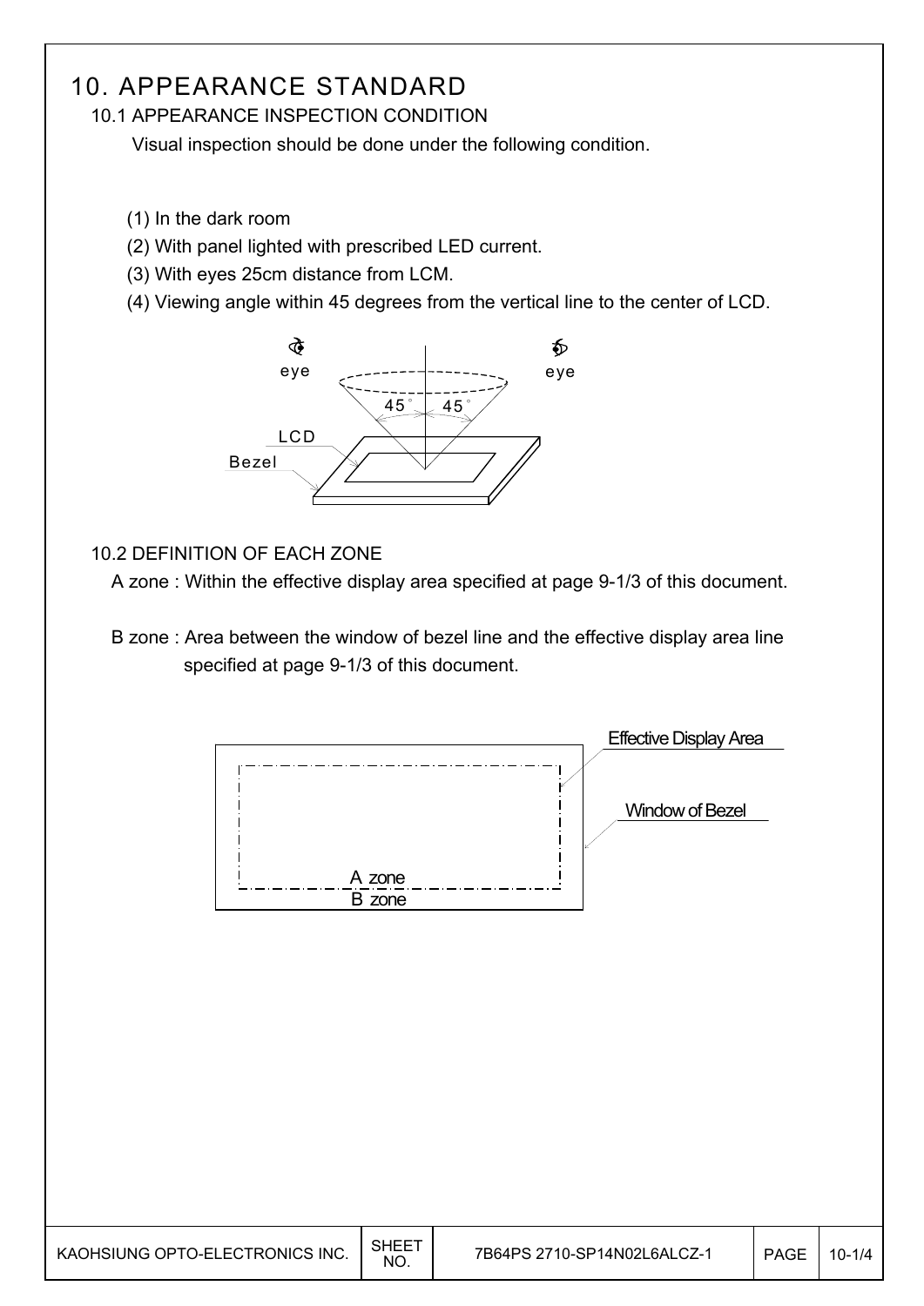# 10. APPEARANCE STANDARD

## 10.1 APPEARANCE INSPECTION CONDITION

Visual inspection should be done under the following condition.

(1) In the dark room

(2) With panel lighted with prescribed LED current.

(3) With eyes 25cm distance from LCM.

(4) Viewing angle within 45 degrees from the vertical line to the center of LCD.

eye
eye
45°
45°
LCD
Bezel

## 10.2 DEFINITION OF EACH ZONE

A zone : Within the effective display area specified at page 9-1/3 of this document.

B zone : Area between the window of bezel line and the effective display area line specified at page 9-1/3 of this document.

Effective Display Area
Window of Bezel
A zone
B zone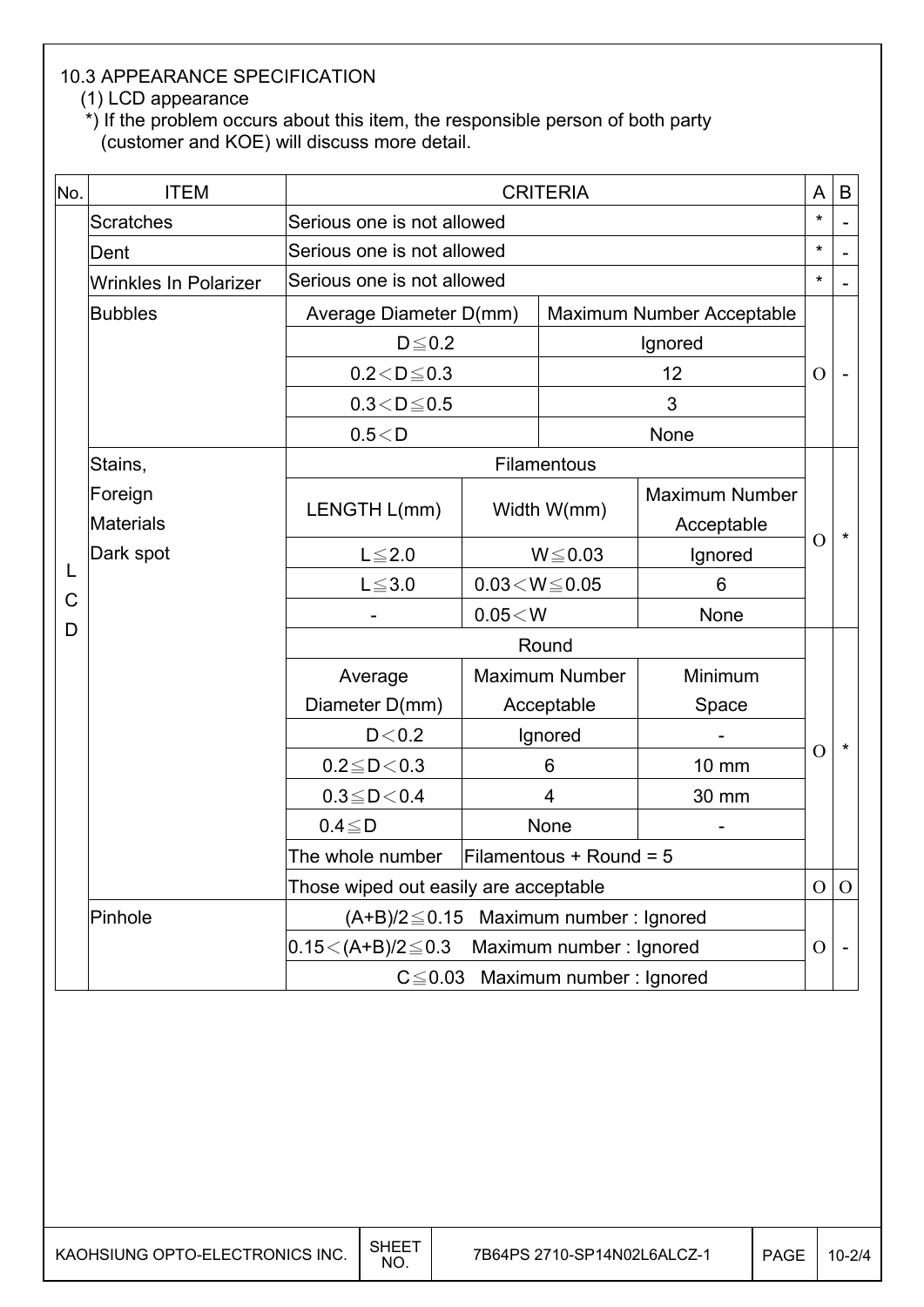10.3 APPEARANCE SPECIFICATION

(1) LCD appearance

*) If the problem occurs about this item, the responsible person of both party (customer and KOE) will discuss more detail.

| No. | ITEM | CRITERIA | | | A | B |
|---|---|---|---|---|---|---|
| LCD | Scratches | Serious one is not allowed | | | * | - |
| | Dent | Serious one is not allowed | | | * | - |
| | Wrinkles In Polarizer | Serious one is not allowed | | | * | - |
| | Bubbles | Average Diameter D(mm) | Maximum Number Acceptable | | O | - |
| | | D≦0.2 | Ignored | | | |
| | | 0.2＜D≦0.3 | 12 | | | |
| | | 0.3＜D≦0.5 | 3 | | | |
| | | 0.5＜D | None | | | |
| | Stains, Foreign Materials Dark spot | Filamentous | | | O | * |
| | | LENGTH L(mm) | Width W(mm) | Maximum Number Acceptable | | |
| | | L≦2.0 | W≦0.03 | Ignored | | |
| | | L≦3.0 | 0.03＜W≦0.05 | 6 | | |
| | | - | 0.05＜W | None | | |
| | | Round | | | O | * |
| | | Average Diameter D(mm) | Maximum Number Acceptable | Minimum Space | | |
| | | D＜0.2 | Ignored | - | | |
| | | 0.2≦D＜0.3 | 6 | 10 mm | | |
| | | 0.3≦D＜0.4 | 4 | 30 mm | | |
| | | 0.4≦D | None | - | | |
| | | The whole number | Filamentous + Round = 5 | | | |
| | | Those wiped out easily are acceptable | | | O | O |
| | Pinhole | (A+B)/2≦0.15 Maximum number : Ignored | | | O | - |
| | | 0.15＜(A+B)/2≦0.3 Maximum number : Ignored | | | | |
| | | C≦0.03 Maximum number : Ignored | | | | |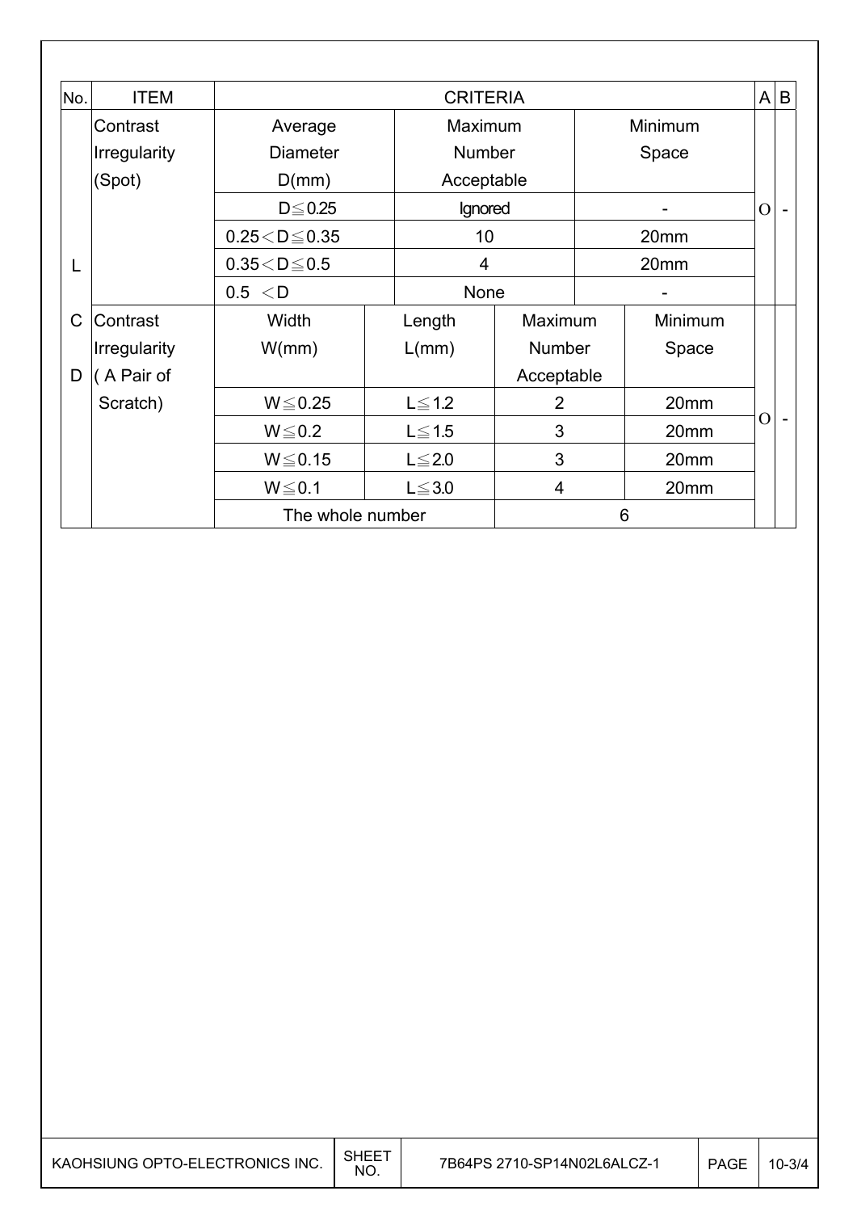| No. | ITEM | CRITERIA | | | | A | B |
|---|---|---|---|---|---|---|---|
| LCD | Contrast Irregularity (Spot) | Average Diameter D(mm) | | Maximum Number Acceptable | Minimum Space | O | - |
| | | D≦0.25 | | Ignored | - | | |
| | | 0.25＜D≦0.35 | | 10 | 20mm | | |
| | | 0.35＜D≦0.5 | | 4 | 20mm | | |
| | | 0.5 ＜D | | None | - | | |
| | Contrast Irregularity ( A Pair of Scratch) | Width W(mm) | Length L(mm) | Maximum Number Acceptable | Minimum Space | O | - |
| | | W≦0.25 | L≦1.2 | 2 | 20mm | | |
| | | W≦0.2 | L≦1.5 | 3 | 20mm | | |
| | | W≦0.15 | L≦2.0 | 3 | 20mm | | |
| | | W≦0.1 | L≦3.0 | 4 | 20mm | | |
| | | The whole number | | 6 | | | |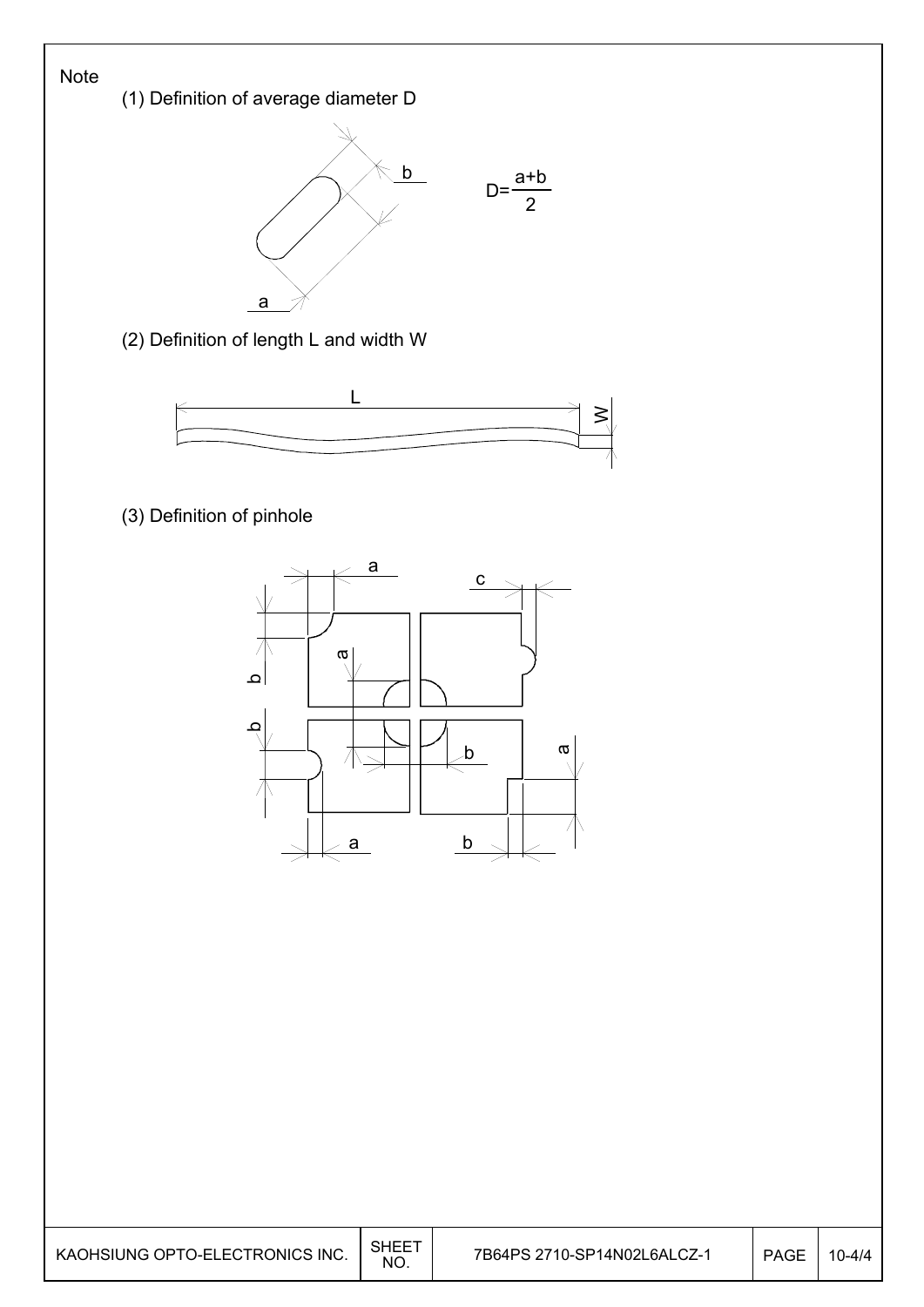Note

(1) Definition of average diameter D

b

a

$$D=\frac{a+b}{2}$$

(2) Definition of length L and width W

L

W

(3) Definition of pinhole

a

c

b

a

b

b

a

a

b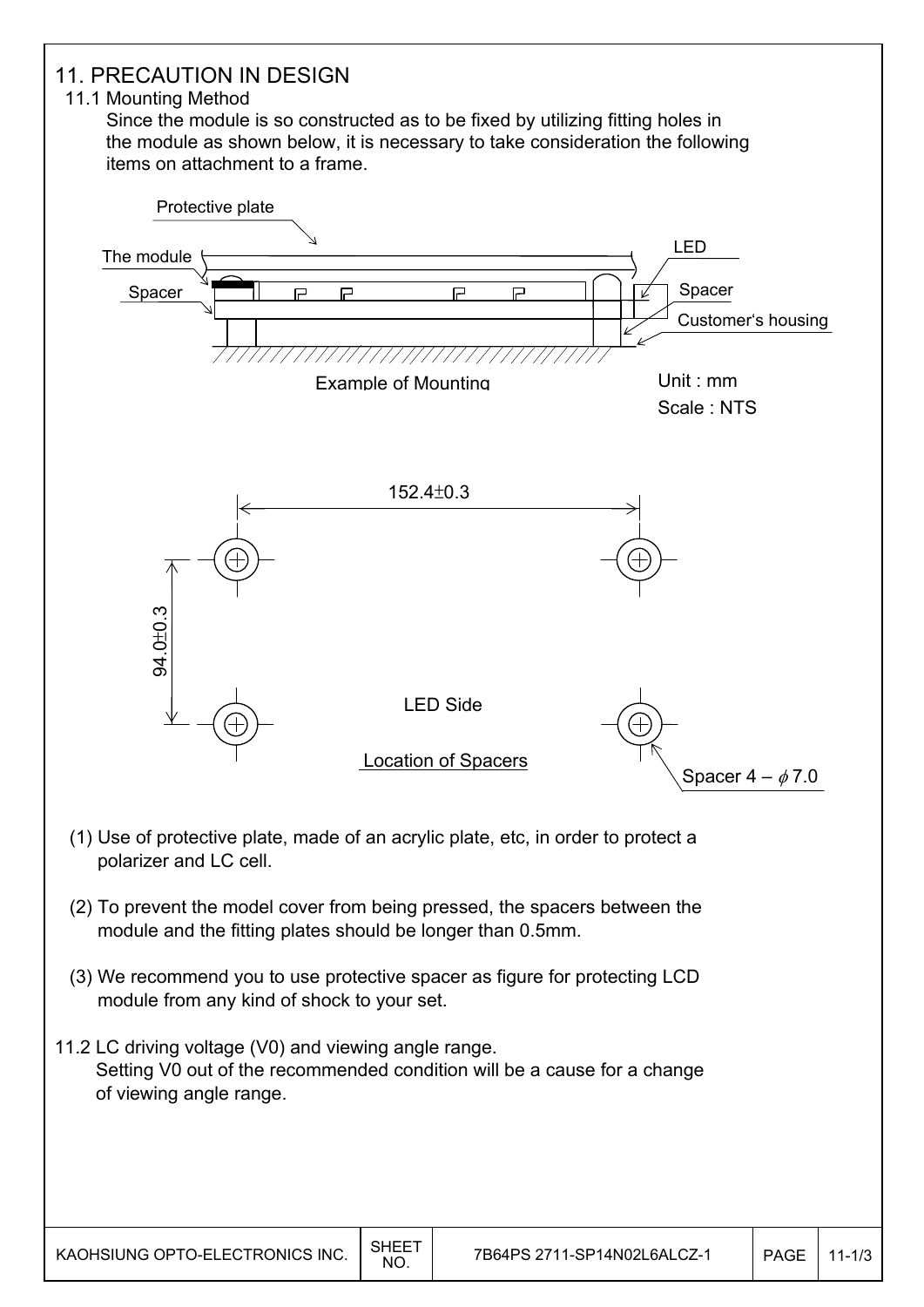## 11. PRECAUTION IN DESIGN

### 11.1 Mounting Method

Since the module is so constructed as to be fixed by utilizing fitting holes in the module as shown below, it is necessary to take consideration the following items on attachment to a frame.

Protective plate

The module

Spacer

LED

Spacer

Customer's housing

Example of Mounting

Unit : mm

Scale : NTS

152.4±0.3

94.0±0.3

LED Side

Location of Spacers

Spacer 4 – $\phi$7.0

(1) Use of protective plate, made of an acrylic plate, etc, in order to protect a polarizer and LC cell.

(2) To prevent the model cover from being pressed, the spacers between the module and the fitting plates should be longer than 0.5mm.

(3) We recommend you to use protective spacer as figure for protecting LCD module from any kind of shock to your set.

### 11.2 LC driving voltage (V0) and viewing angle range.

Setting V0 out of the recommended condition will be a cause for a change of viewing angle range.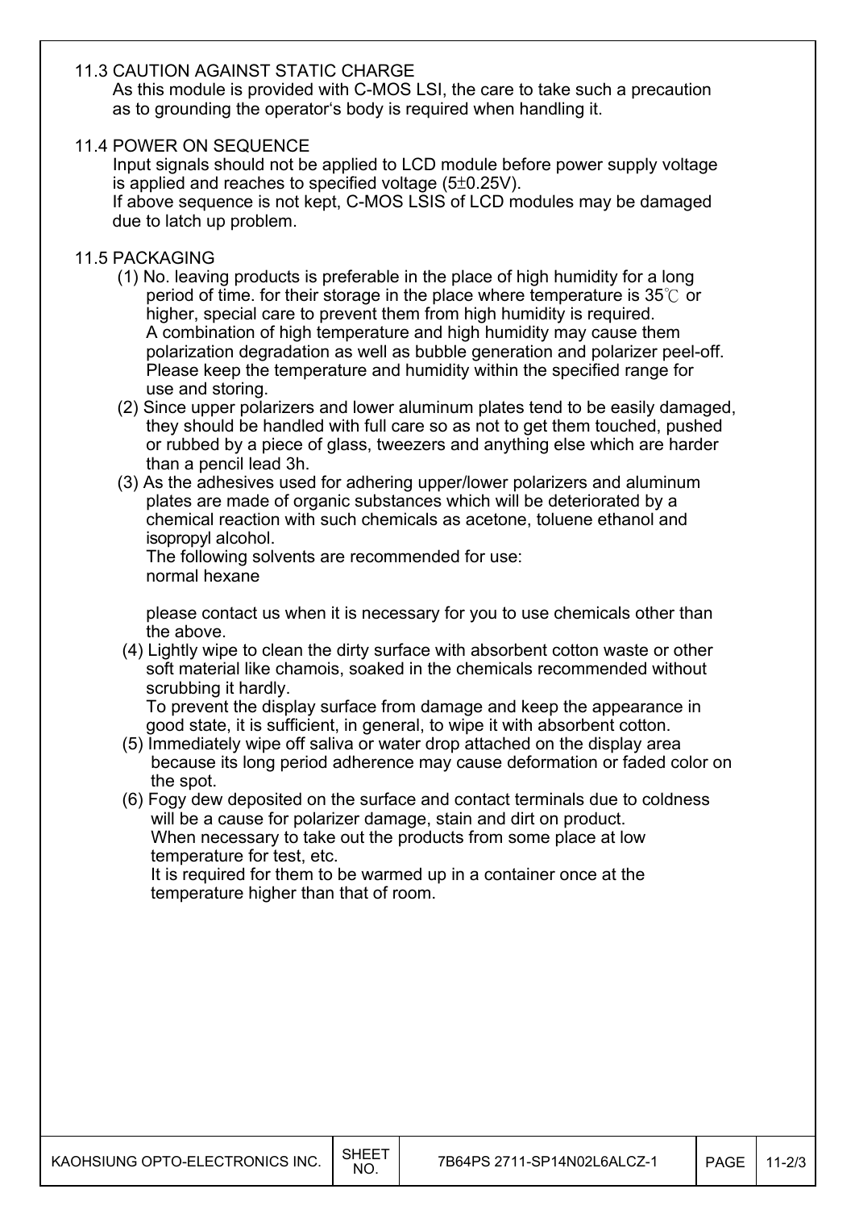### 11.3 CAUTION AGAINST STATIC CHARGE

As this module is provided with C-MOS LSI, the care to take such a precaution as to grounding the operator's body is required when handling it.

### 11.4 POWER ON SEQUENCE

Input signals should not be applied to LCD module before power supply voltage is applied and reaches to specified voltage (5±0.25V).
If above sequence is not kept, C-MOS LSIS of LCD modules may be damaged due to latch up problem.

### 11.5 PACKAGING

(1) No. leaving products is preferable in the place of high humidity for a long period of time. for their storage in the place where temperature is 35℃ or higher, special care to prevent them from high humidity is required.
A combination of high temperature and high humidity may cause them polarization degradation as well as bubble generation and polarizer peel-off.
Please keep the temperature and humidity within the specified range for use and storing.

(2) Since upper polarizers and lower aluminum plates tend to be easily damaged, they should be handled with full care so as not to get them touched, pushed or rubbed by a piece of glass, tweezers and anything else which are harder than a pencil lead 3h.

(3) As the adhesives used for adhering upper/lower polarizers and aluminum plates are made of organic substances which will be deteriorated by a chemical reaction with such chemicals as acetone, toluene ethanol and isopropyl alcohol.
The following solvents are recommended for use:
normal hexane

please contact us when it is necessary for you to use chemicals other than the above.

(4) Lightly wipe to clean the dirty surface with absorbent cotton waste or other soft material like chamois, soaked in the chemicals recommended without scrubbing it hardly.
To prevent the display surface from damage and keep the appearance in good state, it is sufficient, in general, to wipe it with absorbent cotton.

(5) Immediately wipe off saliva or water drop attached on the display area because its long period adherence may cause deformation or faded color on the spot.

(6) Fogy dew deposited on the surface and contact terminals due to coldness will be a cause for polarizer damage, stain and dirt on product.
When necessary to take out the products from some place at low temperature for test, etc.
It is required for them to be warmed up in a container once at the temperature higher than that of room.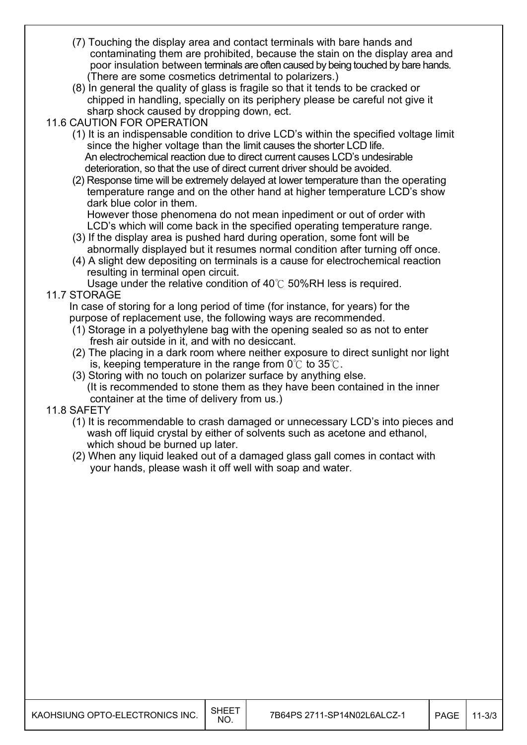(7) Touching the display area and contact terminals with bare hands and contaminating them are prohibited, because the stain on the display area and poor insulation between terminals are often caused by being touched by bare hands. (There are some cosmetics detrimental to polarizers.)

(8) In general the quality of glass is fragile so that it tends to be cracked or chipped in handling, specially on its periphery please be careful not give it sharp shock caused by dropping down, ect.

## 11.6 CAUTION FOR OPERATION

(1) It is an indispensable condition to drive LCD's within the specified voltage limit since the higher voltage than the limit causes the shorter LCD life. An electrochemical reaction due to direct current causes LCD's undesirable deterioration, so that the use of direct current driver should be avoided.

(2) Response time will be extremely delayed at lower temperature than the operating temperature range and on the other hand at higher temperature LCD's show dark blue color in them. However those phenomena do not mean inpediment or out of order with LCD's which will come back in the specified operating temperature range.

(3) If the display area is pushed hard during operation, some font will be abnormally displayed but it resumes normal condition after turning off once.

(4) A slight dew depositing on terminals is a cause for electrochemical reaction resulting in terminal open circuit. Usage under the relative condition of 40℃ 50%RH less is required.

## 11.7 STORAGE

In case of storing for a long period of time (for instance, for years) for the purpose of replacement use, the following ways are recommended.

(1) Storage in a polyethylene bag with the opening sealed so as not to enter fresh air outside in it, and with no desiccant.

(2) The placing in a dark room where neither exposure to direct sunlight nor light is, keeping temperature in the range from 0℃ to 35℃.

(3) Storing with no touch on polarizer surface by anything else. (It is recommended to stone them as they have been contained in the inner container at the time of delivery from us.)

## 11.8 SAFETY

(1) It is recommendable to crash damaged or unnecessary LCD's into pieces and wash off liquid crystal by either of solvents such as acetone and ethanol, which shoud be burned up later.

(2) When any liquid leaked out of a damaged glass gall comes in contact with your hands, please wash it off well with soap and water.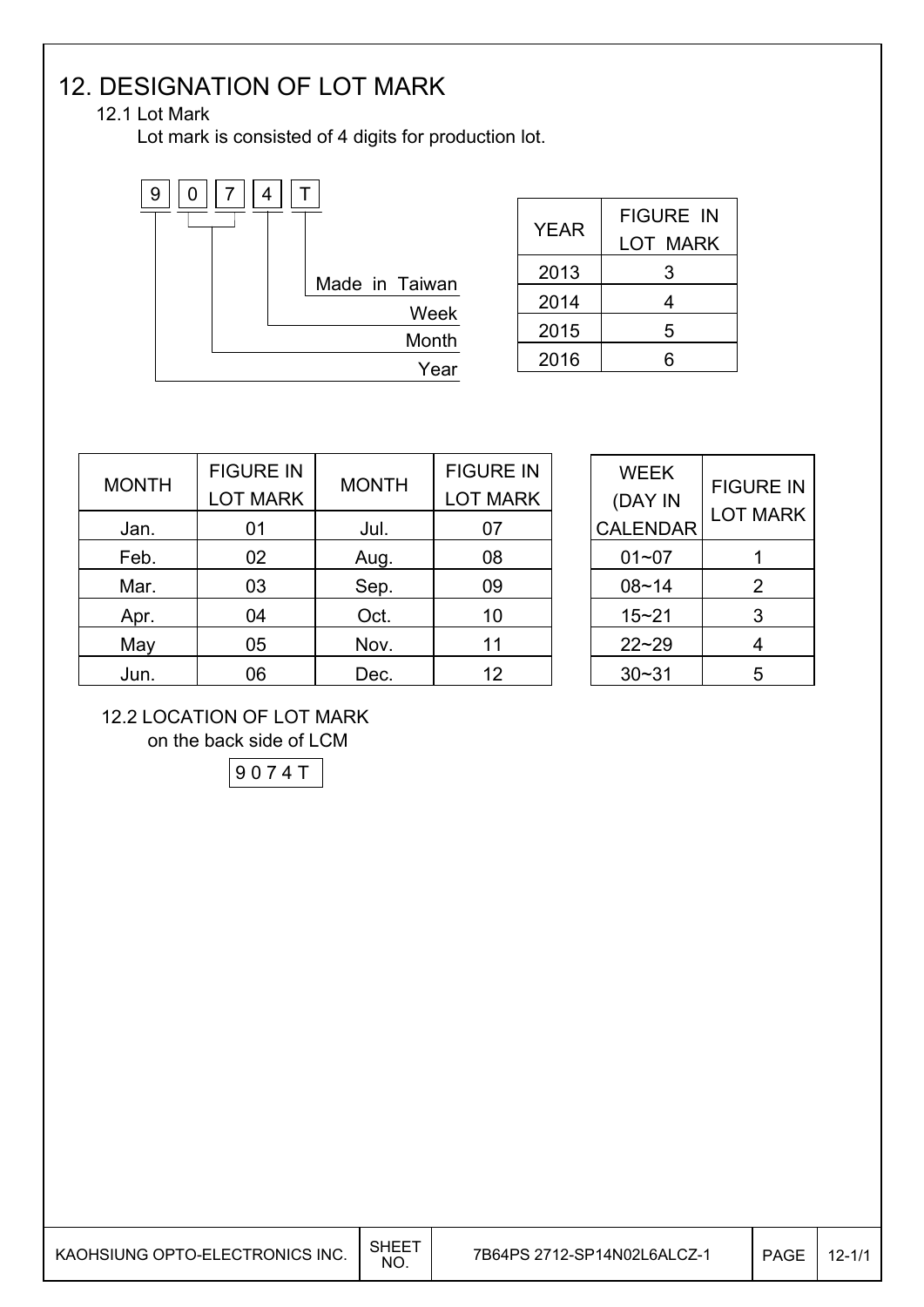# 12. DESIGNATION OF LOT MARK

## 12.1 Lot Mark

Lot mark is consisted of 4 digits for production lot.

9 0 7 4 T

- 9 — Year
- 0 7 — Month
- 4 — Week
- T — Made in Taiwan

| YEAR | FIGURE IN LOT MARK |
|---|---|
| 2013 | 3 |
| 2014 | 4 |
| 2015 | 5 |
| 2016 | 6 |

| MONTH | FIGURE IN LOT MARK | MONTH | FIGURE IN LOT MARK |
|---|---|---|---|
| Jan. | 01 | Jul. | 07 |
| Feb. | 02 | Aug. | 08 |
| Mar. | 03 | Sep. | 09 |
| Apr. | 04 | Oct. | 10 |
| May | 05 | Nov. | 11 |
| Jun. | 06 | Dec. | 12 |

| WEEK (DAY IN CALENDAR | FIGURE IN LOT MARK |
|---|---|
| 01~07 | 1 |
| 08~14 | 2 |
| 15~21 | 3 |
| 22~29 | 4 |
| 30~31 | 5 |

## 12.2 LOCATION OF LOT MARK

on the back side of LCM

9 0 7 4 T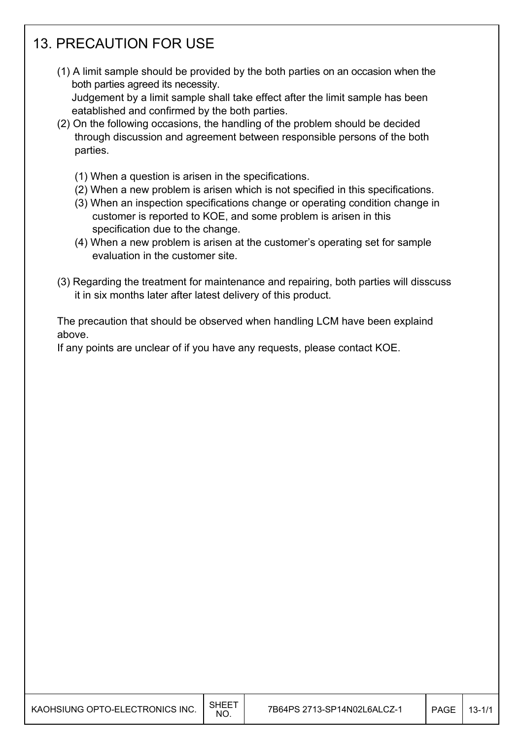# 13. PRECAUTION FOR USE

(1) A limit sample should be provided by the both parties on an occasion when the both parties agreed its necessity.
Judgement by a limit sample shall take effect after the limit sample has been eatablished and confirmed by the both parties.

(2) On the following occasions, the handling of the problem should be decided through discussion and agreement between responsible persons of the both parties.

   (1) When a question is arisen in the specifications.
   (2) When a new problem is arisen which is not specified in this specifications.
   (3) When an inspection specifications change or operating condition change in customer is reported to KOE, and some problem is arisen in this specification due to the change.
   (4) When a new problem is arisen at the customer's operating set for sample evaluation in the customer site.

(3) Regarding the treatment for maintenance and repairing, both parties will disscuss it in six months later after latest delivery of this product.

The precaution that should be observed when handling LCM have been explaind above.
If any points are unclear of if you have any requests, please contact KOE.